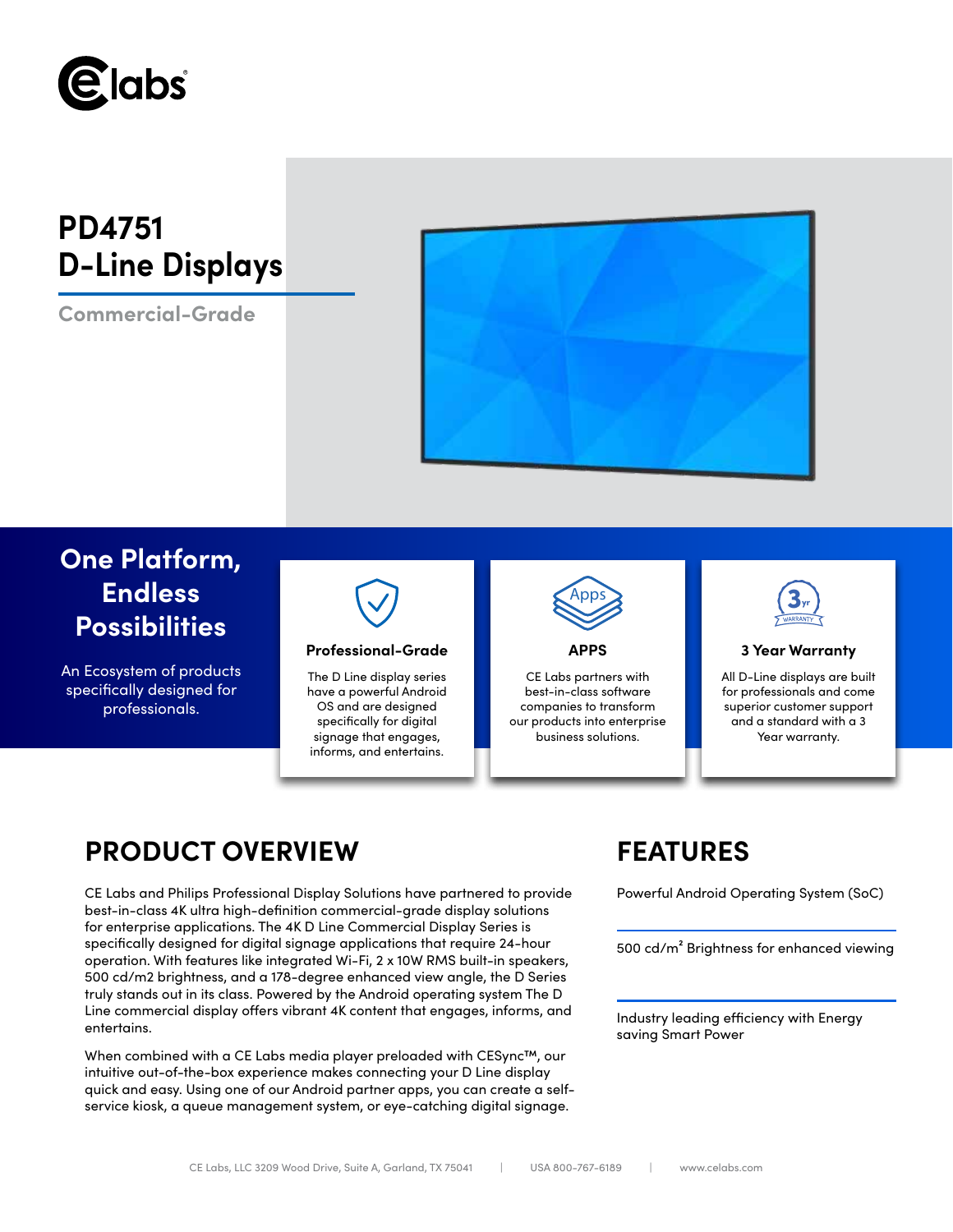# PD4751 D-Line Displays

**Commercial-Grade**

## One Platform, Endless Possibilities

An Ecosystem of products specifically designed for professionals.

### Professional-Grade

The D Line display series have a powerful Android OS and are designed specifically for digital signage that engages, informs, and entertains.

### APPS

CE Labs partners with best-in-class software companies to transform our products into enterprise business solutions.

### 3 Year Warranty

All D-Line displays are built for professionals and come superior customer support and a standard with a 3 Year warranty.

## PRODUCT OVERVIEW

CE Labs and Philips Professional Display Solutions have partnered to provide best-in-class 4K ultra high-definition commercial-grade display solutions for enterprise applications. The 4K D Line Commercial Display Series is specifically designed for digital signage applications that require 24-hour operation. With features like integrated Wi-Fi, 2 x 10W RMS built-in speakers, 500 cd/m2 brightness, and a 178-degree enhanced view angle, the D Series truly stands out in its class. Powered by the Android operating system The D Line commercial display offers vibrant 4K content that engages, informs, and entertains.

When combined with a CE Labs media player preloaded with CESync™, our intuitive out-of-the-box experience makes connecting your D Line display quick and easy. Using one of our Android partner apps, you can create a self-service kiosk, a queue management system, or eye-catching digital signage.

## FEATURES

Powerful Android Operating System (SoC)

500 cd/m² Brightness for enhanced viewing

Industry leading efficiency with Energy saving Smart Power

CE Labs, LLC 3209 Wood Drive, Suite A, Garland, TX 75041 | USA 800-767-6189 | www.celabs.com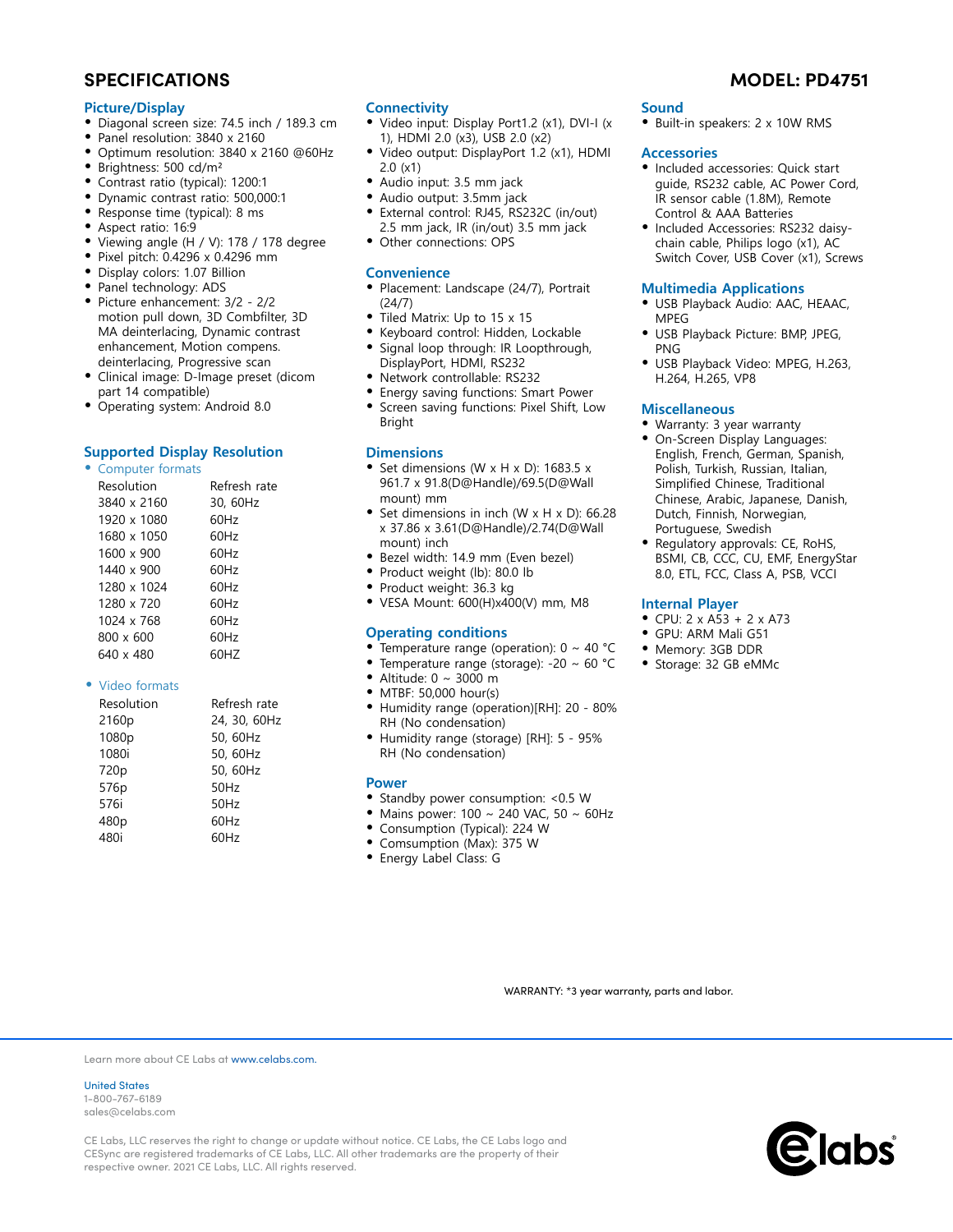# SPECIFICATIONS

# MODEL: PD4751

## Picture/Display

- Diagonal screen size: 74.5 inch / 189.3 cm
- Panel resolution: 3840 x 2160
- Optimum resolution: 3840 x 2160 @60Hz
- Brightness: 500 cd/m²
- Contrast ratio (typical): 1200:1
- Dynamic contrast ratio: 500,000:1
- Response time (typical): 8 ms
- Aspect ratio: 16:9
- Viewing angle (H / V): 178 / 178 degree
- Pixel pitch: 0.4296 x 0.4296 mm
- Display colors: 1.07 Billion
- Panel technology: ADS
- Picture enhancement: 3/2 - 2/2 motion pull down, 3D Combfilter, 3D MA deinterlacing, Dynamic contrast enhancement, Motion compens. deinterlacing, Progressive scan
- Clinical image: D-Image preset (dicom part 14 compatible)
- Operating system: Android 8.0

## Supported Display Resolution

- Computer formats

| Resolution | Refresh rate |
|---|---|
| 3840 x 2160 | 30, 60Hz |
| 1920 x 1080 | 60Hz |
| 1680 x 1050 | 60Hz |
| 1600 x 900 | 60Hz |
| 1440 x 900 | 60Hz |
| 1280 x 1024 | 60Hz |
| 1280 x 720 | 60Hz |
| 1024 x 768 | 60Hz |
| 800 x 600 | 60Hz |
| 640 x 480 | 60HZ |

- Video formats

| Resolution | Refresh rate |
|---|---|
| 2160p | 24, 30, 60Hz |
| 1080p | 50, 60Hz |
| 1080i | 50, 60Hz |
| 720p | 50, 60Hz |
| 576p | 50Hz |
| 576i | 50Hz |
| 480p | 60Hz |
| 480i | 60Hz |

## Connectivity

- Video input: Display Port1.2 (x1), DVI-I (x 1), HDMI 2.0 (x3), USB 2.0 (x2)
- Video output: DisplayPort 1.2 (x1), HDMI 2.0 (x1)
- Audio input: 3.5 mm jack
- Audio output: 3.5mm jack
- External control: RJ45, RS232C (in/out) 2.5 mm jack, IR (in/out) 3.5 mm jack
- Other connections: OPS

## Convenience

- Placement: Landscape (24/7), Portrait (24/7)
- Tiled Matrix: Up to 15 x 15
- Keyboard control: Hidden, Lockable
- Signal loop through: IR Loopthrough, DisplayPort, HDMI, RS232
- Network controllable: RS232
- Energy saving functions: Smart Power
- Screen saving functions: Pixel Shift, Low Bright

## Dimensions

- Set dimensions (W x H x D): 1683.5 x 961.7 x 91.8(D@Handle)/69.5(D@Wall mount) mm
- Set dimensions in inch (W x H x D): 66.28 x 37.86 x 3.61(D@Handle)/2.74(D@Wall mount) inch
- Bezel width: 14.9 mm (Even bezel)
- Product weight (lb): 80.0 lb
- Product weight: 36.3 kg
- VESA Mount: 600(H)x400(V) mm, M8

## Operating conditions

- Temperature range (operation): 0 ~ 40 °C
- Temperature range (storage): -20 ~ 60 °C
- Altitude: 0 ~ 3000 m
- MTBF: 50,000 hour(s)
- Humidity range (operation)[RH]: 20 - 80% RH (No condensation)
- Humidity range (storage) [RH]: 5 - 95% RH (No condensation)

## Power

- Standby power consumption: <0.5 W
- Mains power: 100 ~ 240 VAC, 50 ~ 60Hz
- Consumption (Typical): 224 W
- Comsumption (Max): 375 W
- Energy Label Class: G

## Sound

- Built-in speakers: 2 x 10W RMS

## Accessories

- Included accessories: Quick start guide, RS232 cable, AC Power Cord, IR sensor cable (1.8M), Remote Control & AAA Batteries
- Included Accessories: RS232 daisy-chain cable, Philips logo (x1), AC Switch Cover, USB Cover (x1), Screws

## Multimedia Applications

- USB Playback Audio: AAC, HEAAC, MPEG
- USB Playback Picture: BMP, JPEG, PNG
- USB Playback Video: MPEG, H.263, H.264, H.265, VP8

## Miscellaneous

- Warranty: 3 year warranty
- On-Screen Display Languages: English, French, German, Spanish, Polish, Turkish, Russian, Italian, Simplified Chinese, Traditional Chinese, Arabic, Japanese, Danish, Dutch, Finnish, Norwegian, Portuguese, Swedish
- Regulatory approvals: CE, RoHS, BSMI, CB, CCC, CU, EMF, EnergyStar 8.0, ETL, FCC, Class A, PSB, VCCI

## Internal Player

- CPU: 2 x A53 + 2 x A73
- GPU: ARM Mali G51
- Memory: 3GB DDR
- Storage: 32 GB eMMc

WARRANTY: *3 year warranty, parts and labor.

Learn more about CE Labs at www.celabs.com.

United States
1-800-767-6189
sales@celabs.com

CE Labs, LLC reserves the right to change or update without notice. CE Labs, the CE Labs logo and CESync are registered trademarks of CE Labs, LLC. All other trademarks are the property of their respective owner. 2021 CE Labs, LLC. All rights reserved.